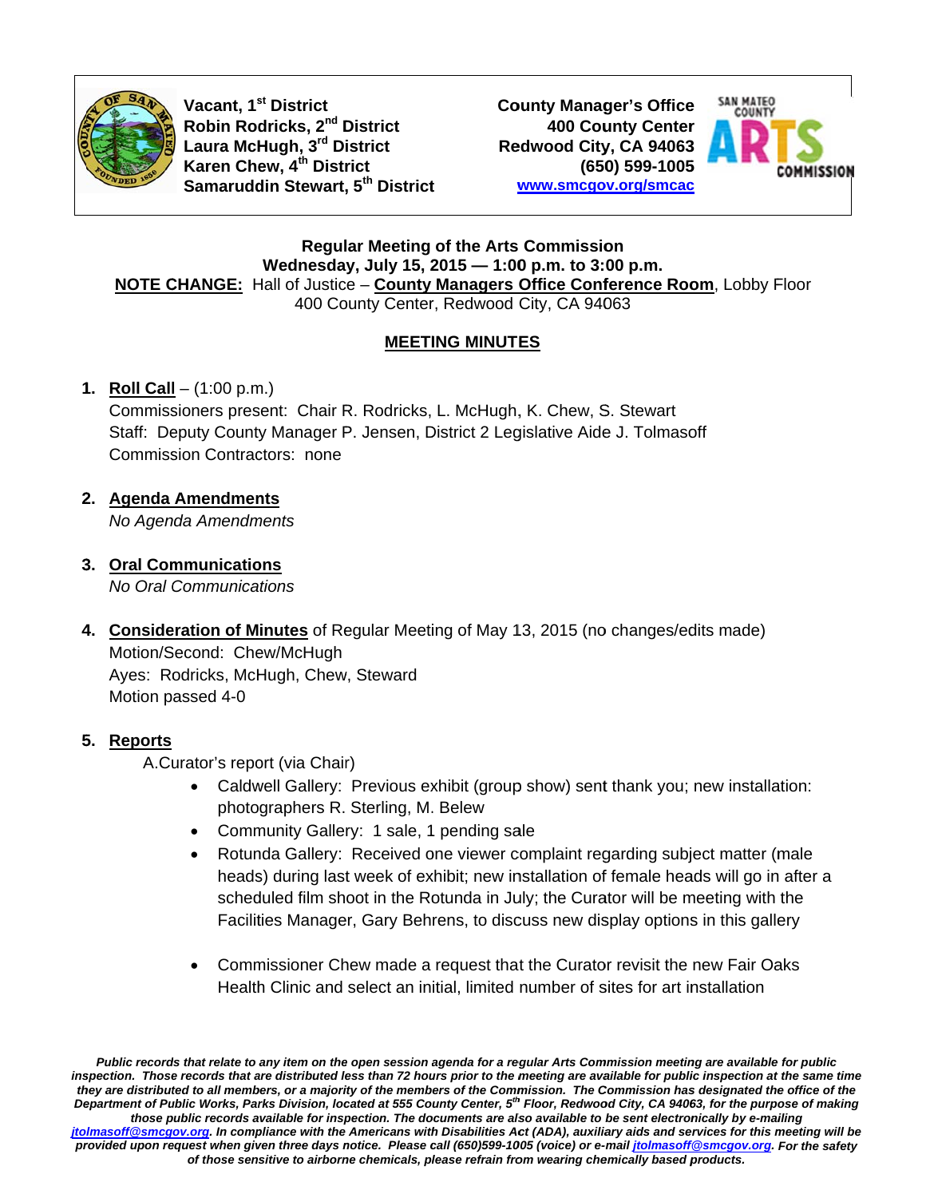Vacant, 1st District
Robin Rodricks, 2nd District
Laura McHugh, 3rd District
Karen Chew, 4th District
Samaruddin Stewart, 5th District

County Manager's Office
400 County Center
Redwood City, CA 94063
(650) 599-1005
www.smcgov.org/smcac

**Regular Meeting of the Arts Commission**
**Wednesday, July 15, 2015 — 1:00 p.m. to 3:00 p.m.**
**NOTE CHANGE:** Hall of Justice – **County Managers Office Conference Room**, Lobby Floor
400 County Center, Redwood City, CA 94063

## MEETING MINUTES

1. **Roll Call** – (1:00 p.m.)
   Commissioners present: Chair R. Rodricks, L. McHugh, K. Chew, S. Stewart
   Staff: Deputy County Manager P. Jensen, District 2 Legislative Aide J. Tolmasoff
   Commission Contractors: none

2. **Agenda Amendments**
   *No Agenda Amendments*

3. **Oral Communications**
   *No Oral Communications*

4. **Consideration of Minutes** of Regular Meeting of May 13, 2015 (no changes/edits made)
   Motion/Second: Chew/McHugh
   Ayes: Rodricks, McHugh, Chew, Steward
   Motion passed 4-0

5. **Reports**
   A. Curator's report (via Chair)
   - Caldwell Gallery: Previous exhibit (group show) sent thank you; new installation: photographers R. Sterling, M. Belew
   - Community Gallery: 1 sale, 1 pending sale
   - Rotunda Gallery: Received one viewer complaint regarding subject matter (male heads) during last week of exhibit; new installation of female heads will go in after a scheduled film shoot in the Rotunda in July; the Curator will be meeting with the Facilities Manager, Gary Behrens, to discuss new display options in this gallery
   - Commissioner Chew made a request that the Curator revisit the new Fair Oaks Health Clinic and select an initial, limited number of sites for art installation

*Public records that relate to any item on the open session agenda for a regular Arts Commission meeting are available for public inspection. Those records that are distributed less than 72 hours prior to the meeting are available for public inspection at the same time they are distributed to all members, or a majority of the members of the Commission. The Commission has designated the office of the Department of Public Works, Parks Division, located at 555 County Center, 5th Floor, Redwood City, CA 94063, for the purpose of making those public records available for inspection. The documents are also available to be sent electronically by e-mailing jtolmasoff@smcgov.org. In compliance with the Americans with Disabilities Act (ADA), auxiliary aids and services for this meeting will be provided upon request when given three days notice. Please call (650)599-1005 (voice) or e-mail jtolmasoff@smcgov.org. For the safety of those sensitive to airborne chemicals, please refrain from wearing chemically based products.*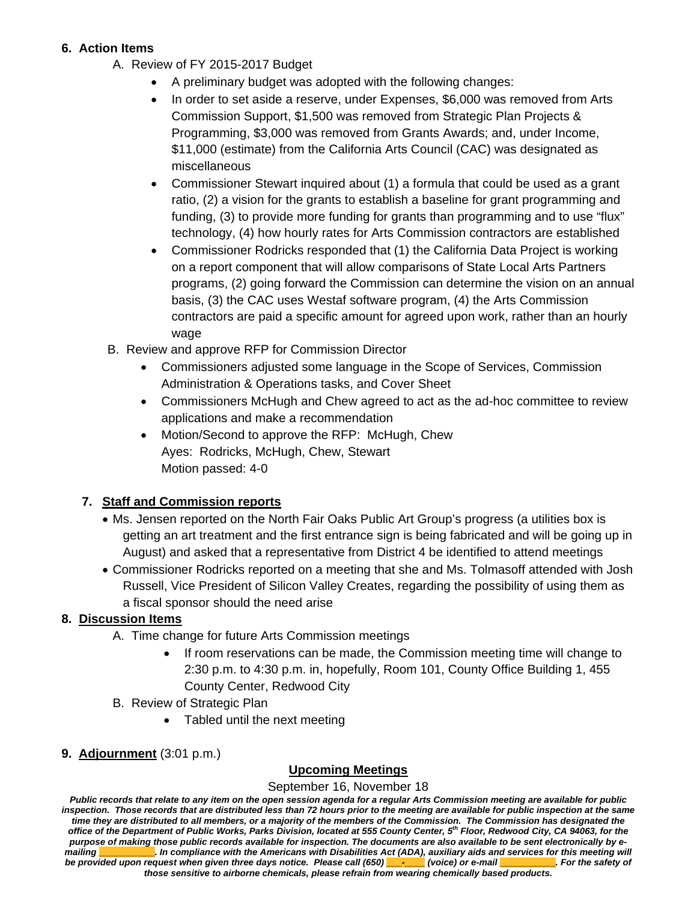**6. Action Items**

A. Review of FY 2015-2017 Budget

- A preliminary budget was adopted with the following changes:
- In order to set aside a reserve, under Expenses, $6,000 was removed from Arts Commission Support, $1,500 was removed from Strategic Plan Projects & Programming, $3,000 was removed from Grants Awards; and, under Income, $11,000 (estimate) from the California Arts Council (CAC) was designated as miscellaneous
- Commissioner Stewart inquired about (1) a formula that could be used as a grant ratio, (2) a vision for the grants to establish a baseline for grant programming and funding, (3) to provide more funding for grants than programming and to use "flux" technology, (4) how hourly rates for Arts Commission contractors are established
- Commissioner Rodricks responded that (1) the California Data Project is working on a report component that will allow comparisons of State Local Arts Partners programs, (2) going forward the Commission can determine the vision on an annual basis, (3) the CAC uses Westaf software program, (4) the Arts Commission contractors are paid a specific amount for agreed upon work, rather than an hourly wage

B. Review and approve RFP for Commission Director

- Commissioners adjusted some language in the Scope of Services, Commission Administration & Operations tasks, and Cover Sheet
- Commissioners McHugh and Chew agreed to act as the ad-hoc committee to review applications and make a recommendation
- Motion/Second to approve the RFP: McHugh, Chew
  Ayes: Rodricks, McHugh, Chew, Stewart
  Motion passed: 4-0

**7. <u>Staff and Commission reports</u>**

- Ms. Jensen reported on the North Fair Oaks Public Art Group's progress (a utilities box is getting an art treatment and the first entrance sign is being fabricated and will be going up in August) and asked that a representative from District 4 be identified to attend meetings
- Commissioner Rodricks reported on a meeting that she and Ms. Tolmasoff attended with Josh Russell, Vice President of Silicon Valley Creates, regarding the possibility of using them as a fiscal sponsor should the need arise

**8. <u>Discussion Items</u>**

A. Time change for future Arts Commission meetings

- If room reservations can be made, the Commission meeting time will change to 2:30 p.m. to 4:30 p.m. in, hopefully, Room 101, County Office Building 1, 455 County Center, Redwood City

B. Review of Strategic Plan

- Tabled until the next meeting

**9. <u>Adjournment</u>** (3:01 p.m.)

**<u>Upcoming Meetings</u>**

September 16, November 18

***Public records that relate to any item on the open session agenda for a regular Arts Commission meeting are available for public inspection. Those records that are distributed less than 72 hours prior to the meeting are available for public inspection at the same time they are distributed to all members, or a majority of the members of the Commission. The Commission has designated the office of the Department of Public Works, Parks Division, located at 555 County Center, 5th Floor, Redwood City, CA 94063, for the purpose of making those public records available for inspection. The documents are also available to be sent electronically by e-mailing ___________. In compliance with the Americans with Disabilities Act (ADA), auxiliary aids and services for this meeting will be provided upon request when given three days notice. Please call (650) ___-____ (voice) or e-mail ___________. For the safety of those sensitive to airborne chemicals, please refrain from wearing chemically based products.***